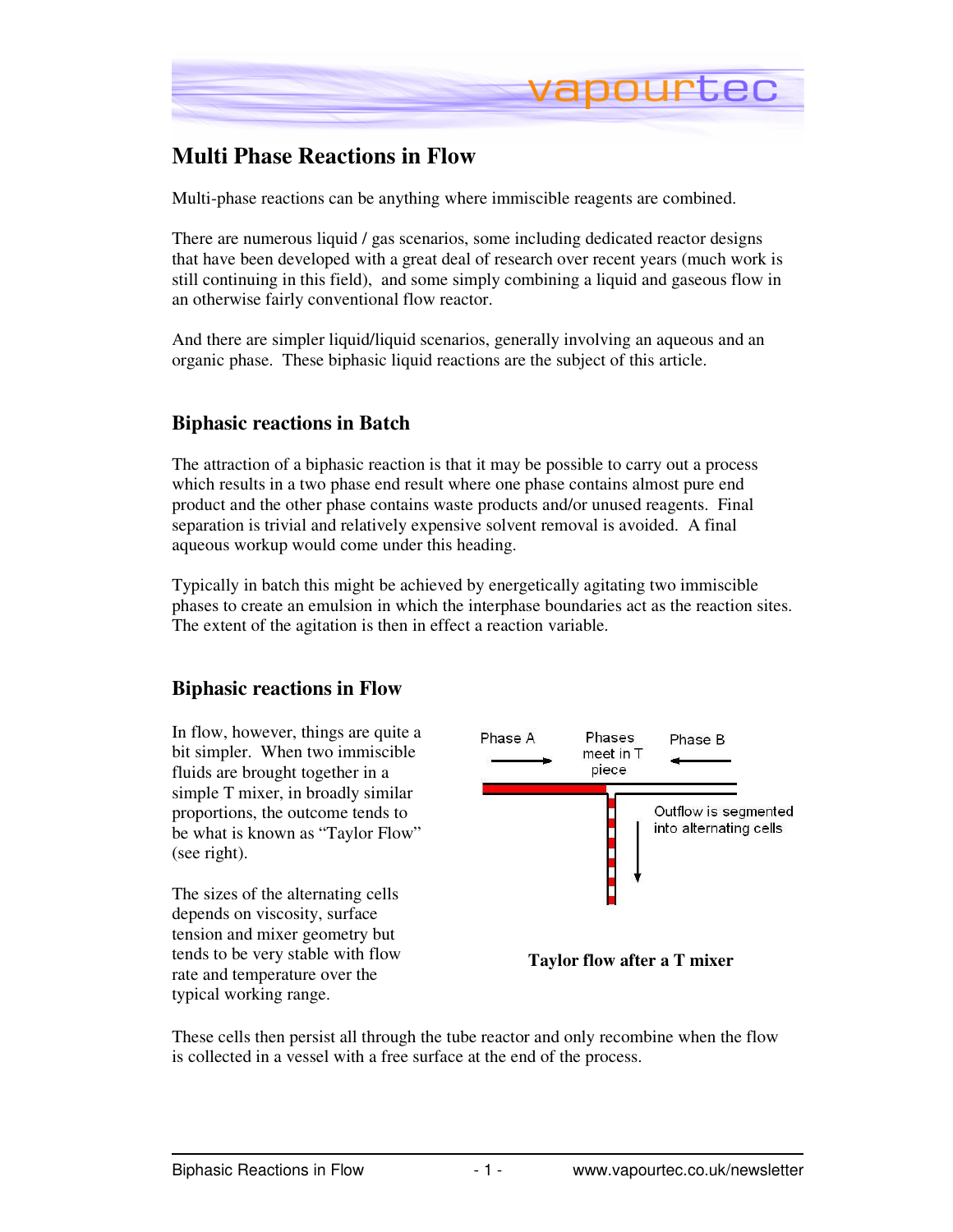# Multi Phase Reactions in Flow

Multi-phase reactions can be anything where immiscible reagents are combined.

There are numerous liquid / gas scenarios, some including dedicated reactor designs that have been developed with a great deal of research over recent years (much work is still continuing in this field), and some simply combining a liquid and gaseous flow in an otherwise fairly conventional flow reactor.

And there are simpler liquid/liquid scenarios, generally involving an aqueous and an organic phase. These biphasic liquid reactions are the subject of this article.

## Biphasic reactions in Batch

The attraction of a biphasic reaction is that it may be possible to carry out a process which results in a two phase end result where one phase contains almost pure end product and the other phase contains waste products and/or unused reagents. Final separation is trivial and relatively expensive solvent removal is avoided. A final aqueous workup would come under this heading.

Typically in batch this might be achieved by energetically agitating two immiscible phases to create an emulsion in which the interphase boundaries act as the reaction sites. The extent of the agitation is then in effect a reaction variable.

## Biphasic reactions in Flow

In flow, however, things are quite a bit simpler. When two immiscible fluids are brought together in a simple T mixer, in broadly similar proportions, the outcome tends to be what is known as "Taylor Flow" (see right).

The sizes of the alternating cells depends on viscosity, surface tension and mixer geometry but tends to be very stable with flow rate and temperature over the typical working range.

Phase A → | Phases meet in T piece | ← Phase B

Outflow is segmented into alternating cells

**Taylor flow after a T mixer**

These cells then persist all through the tube reactor and only recombine when the flow is collected in a vessel with a free surface at the end of the process.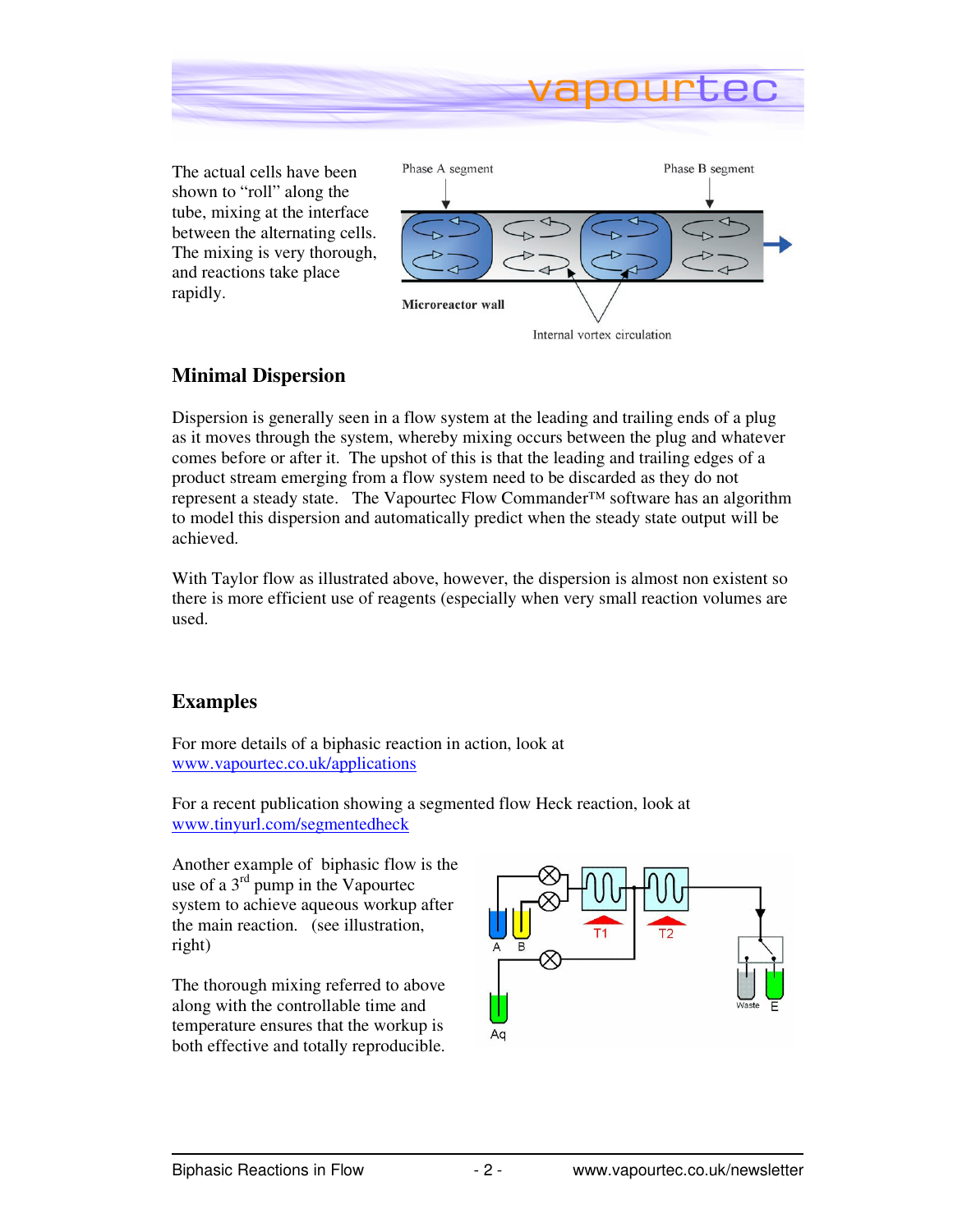The actual cells have been shown to "roll" along the tube, mixing at the interface between the alternating cells. The mixing is very thorough, and reactions take place rapidly.

## Minimal Dispersion

Dispersion is generally seen in a flow system at the leading and trailing ends of a plug as it moves through the system, whereby mixing occurs between the plug and whatever comes before or after it. The upshot of this is that the leading and trailing edges of a product stream emerging from a flow system need to be discarded as they do not represent a steady state. The Vapourtec Flow Commander™ software has an algorithm to model this dispersion and automatically predict when the steady state output will be achieved.

With Taylor flow as illustrated above, however, the dispersion is almost non existent so there is more efficient use of reagents (especially when very small reaction volumes are used.

## Examples

For more details of a biphasic reaction in action, look at www.vapourtec.co.uk/applications

For a recent publication showing a segmented flow Heck reaction, look at www.tinyurl.com/segmentedheck

Another example of biphasic flow is the use of a 3rd pump in the Vapourtec system to achieve aqueous workup after the main reaction. (see illustration, right)

The thorough mixing referred to above along with the controllable time and temperature ensures that the workup is both effective and totally reproducible.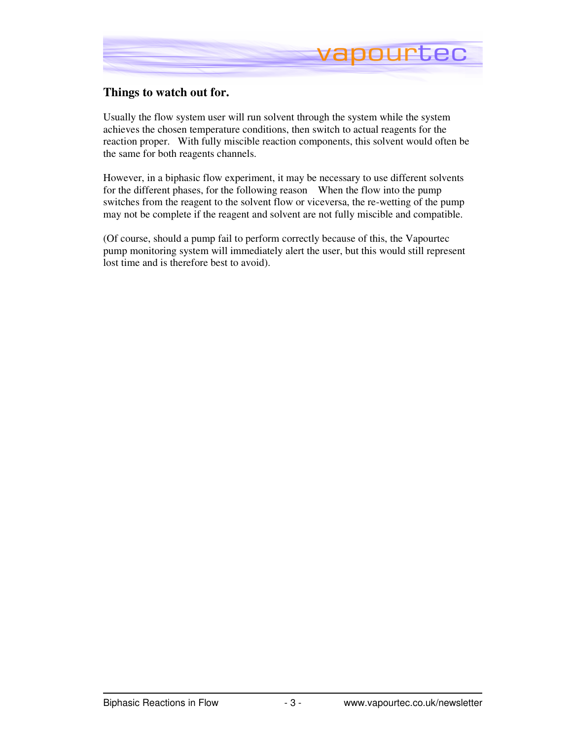## Things to watch out for.

Usually the flow system user will run solvent through the system while the system achieves the chosen temperature conditions, then switch to actual reagents for the reaction proper. With fully miscible reaction components, this solvent would often be the same for both reagents channels.

However, in a biphasic flow experiment, it may be necessary to use different solvents for the different phases, for the following reason When the flow into the pump switches from the reagent to the solvent flow or viceversa, the re-wetting of the pump may not be complete if the reagent and solvent are not fully miscible and compatible.

(Of course, should a pump fail to perform correctly because of this, the Vapourtec pump monitoring system will immediately alert the user, but this would still represent lost time and is therefore best to avoid).